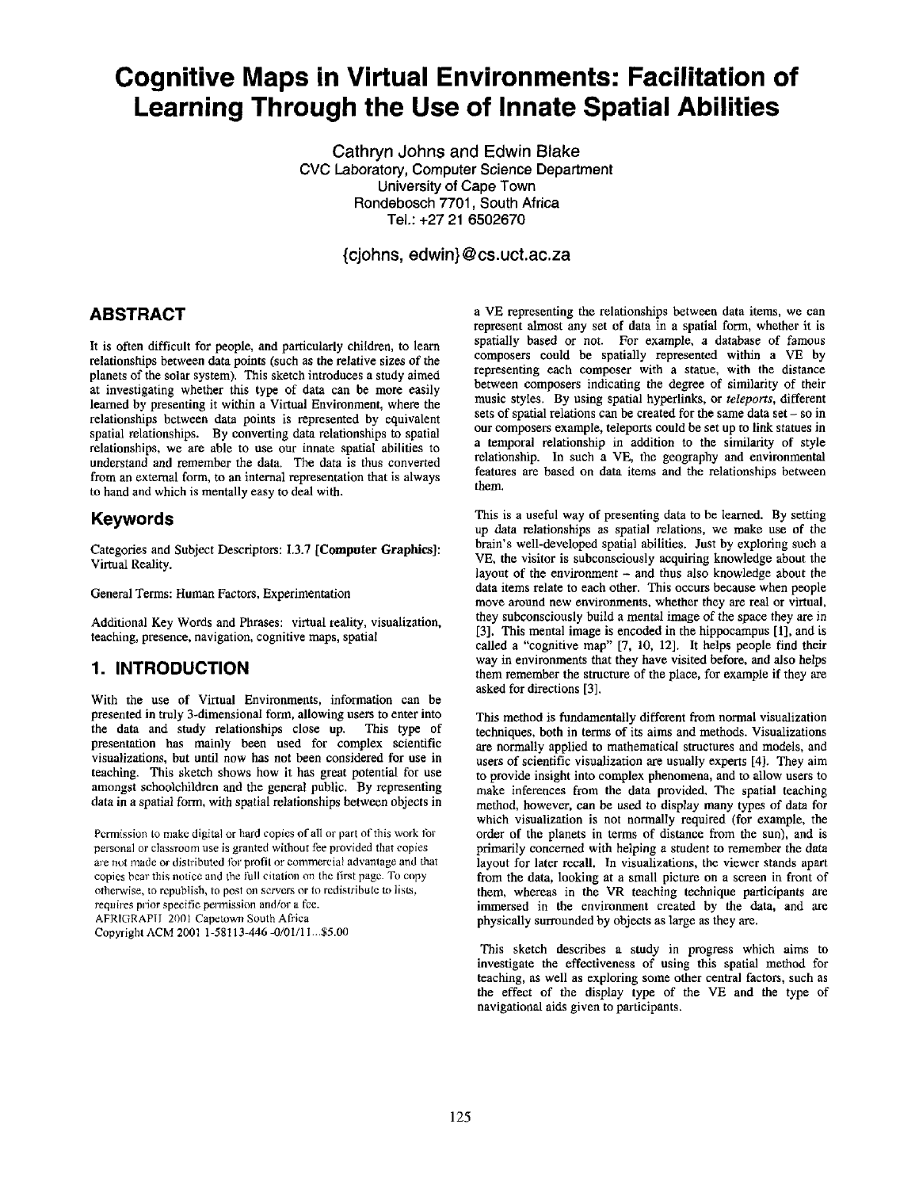# Cognitive Maps in Virtual Environments: Facilitation of Learning Through the Use of Innate Spatial Abilities

Cathryn Johns and Edwin Blake
CVC Laboratory, Computer Science Department
University of Cape Town
Rondebosch 7701, South Africa
Tel.: +27 21 6502670

{cjohns, edwin}@cs.uct.ac.za

## ABSTRACT

It is often difficult for people, and particularly children, to learn relationships between data points (such as the relative sizes of the planets of the solar system). This sketch introduces a study aimed at investigating whether this type of data can be more easily learned by presenting it within a Virtual Environment, where the relationships between data points is represented by equivalent spatial relationships. By converting data relationships to spatial relationships, we are able to use our innate spatial abilities to understand and remember the data. The data is thus converted from an external form, to an internal representation that is always to hand and which is mentally easy to deal with.

## Keywords

Categories and Subject Descriptors: I.3.7 [**Computer Graphics**]: Virtual Reality.

General Terms: Human Factors, Experimentation

Additional Key Words and Phrases: virtual reality, visualization, teaching, presence, navigation, cognitive maps, spatial

## 1. INTRODUCTION

With the use of Virtual Environments, information can be presented in truly 3-dimensional form, allowing users to enter into the data and study relationships close up. This type of presentation has mainly been used for complex scientific visualizations, but until now has not been considered for use in teaching. This sketch shows how it has great potential for use amongst schoolchildren and the general public. By representing data in a spatial form, with spatial relationships between objects in a VE representing the relationships between data items, we can represent almost any set of data in a spatial form, whether it is spatially based or not. For example, a database of famous composers could be spatially represented within a VE by representing each composer with a statue, with the distance between composers indicating the degree of similarity of their music styles. By using spatial hyperlinks, or *teleports*, different sets of spatial relations can be created for the same data set – so in our composers example, teleports could be set up to link statues in a temporal relationship in addition to the similarity of style relationship. In such a VE, the geography and environmental features are based on data items and the relationships between them.

This is a useful way of presenting data to be learned. By setting up data relationships as spatial relations, we make use of the brain's well-developed spatial abilities. Just by exploring such a VE, the visitor is subconsciously acquiring knowledge about the layout of the environment – and thus also knowledge about the data items relate to each other. This occurs because when people move around new environments, whether they are real or virtual, they subconsciously build a mental image of the space they are in [3]. This mental image is encoded in the hippocampus [1], and is called a "cognitive map" [7, 10, 12]. It helps people find their way in environments that they have visited before, and also helps them remember the structure of the place, for example if they are asked for directions [3].

This method is fundamentally different from normal visualization techniques, both in terms of its aims and methods. Visualizations are normally applied to mathematical structures and models, and users of scientific visualization are usually experts [4]. They aim to provide insight into complex phenomena, and to allow users to make inferences from the data provided. The spatial teaching method, however, can be used to display many types of data for which visualization is not normally required (for example, the order of the planets in terms of distance from the sun), and is primarily concerned with helping a student to remember the data layout for later recall. In visualizations, the viewer stands apart from the data, looking at a small picture on a screen in front of them, whereas in the VR teaching technique participants are immersed in the environment created by the data, and are physically surrounded by objects as large as they are.

This sketch describes a study in progress which aims to investigate the effectiveness of using this spatial method for teaching, as well as exploring some other central factors, such as the effect of the display type of the VE and the type of navigational aids given to participants.

Permission to make digital or hard copies of all or part of this work for personal or classroom use is granted without fee provided that copies are not made or distributed for profit or commercial advantage and that copies bear this notice and the full citation on the first page. To copy otherwise, to republish, to post on servers or to redistribute to lists, requires prior specific permission and/or a fee.
AFRIGRAPH 2001 Capetown South Africa
Copyright ACM 2001 1-58113-446 -0/01/11...$5.00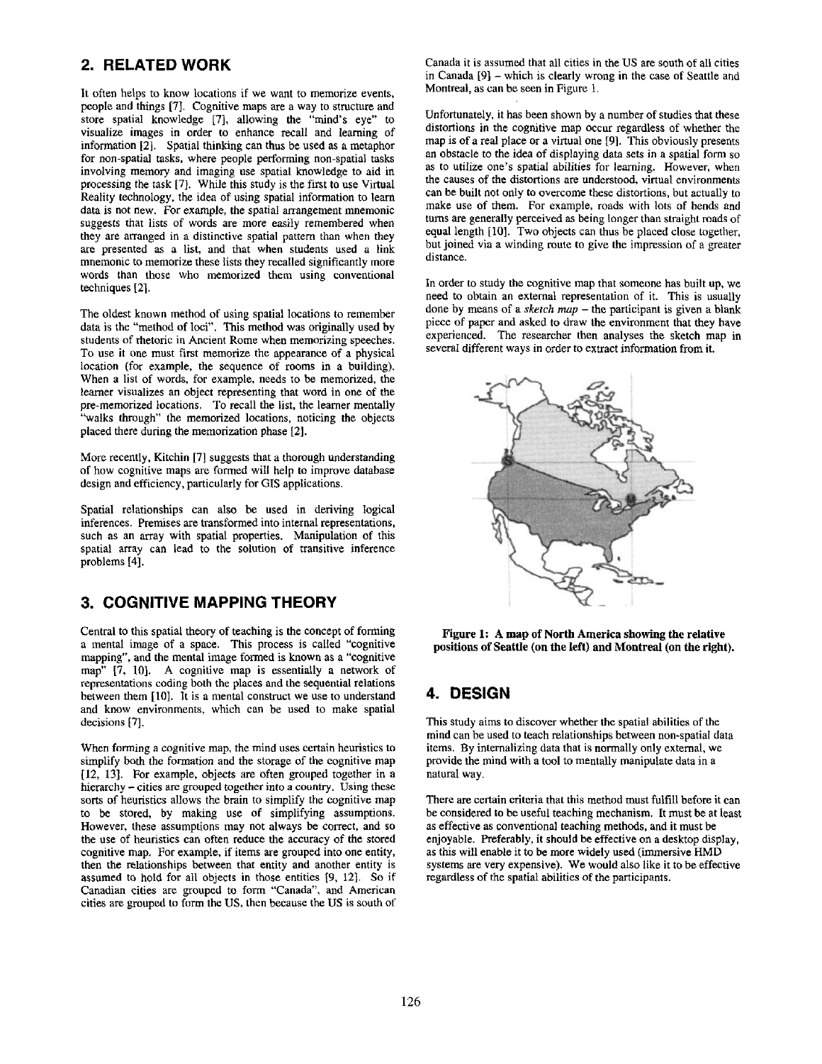## 2. RELATED WORK

It often helps to know locations if we want to memorize events, people and things [7]. Cognitive maps are a way to structure and store spatial knowledge [7], allowing the "mind's eye" to visualize images in order to enhance recall and learning of information [2]. Spatial thinking can thus be used as a metaphor for non-spatial tasks, where people performing non-spatial tasks involving memory and imaging use spatial knowledge to aid in processing the task [7]. While this study is the first to use Virtual Reality technology, the idea of using spatial information to learn data is not new. For example, the spatial arrangement mnemonic suggests that lists of words are more easily remembered when they are arranged in a distinctive spatial pattern than when they are presented as a list, and that when students used a link mnemonic to memorize these lists they recalled significantly more words than those who memorized them using conventional techniques [2].

The oldest known method of using spatial locations to remember data is the "method of loci". This method was originally used by students of rhetoric in Ancient Rome when memorizing speeches. To use it one must first memorize the appearance of a physical location (for example, the sequence of rooms in a building). When a list of words, for example, needs to be memorized, the learner visualizes an object representing that word in one of the pre-memorized locations. To recall the list, the learner mentally "walks through" the memorized locations, noticing the objects placed there during the memorization phase [2].

More recently, Kitchin [7] suggests that a thorough understanding of how cognitive maps are formed will help to improve database design and efficiency, particularly for GIS applications.

Spatial relationships can also be used in deriving logical inferences. Premises are transformed into internal representations, such as an array with spatial properties. Manipulation of this spatial array can lead to the solution of transitive inference problems [4].

## 3. COGNITIVE MAPPING THEORY

Central to this spatial theory of teaching is the concept of forming a mental image of a space. This process is called "cognitive mapping", and the mental image formed is known as a "cognitive map" [7, 10]. A cognitive map is essentially a network of representations coding both the places and the sequential relations between them [10]. It is a mental construct we use to understand and know environments, which can be used to make spatial decisions [7].

When forming a cognitive map, the mind uses certain heuristics to simplify both the formation and the storage of the cognitive map [12, 13]. For example, objects are often grouped together in a hierarchy – cities are grouped together into a country. Using these sorts of heuristics allows the brain to simplify the cognitive map to be stored, by making use of simplifying assumptions. However, these assumptions may not always be correct, and so the use of heuristics can often reduce the accuracy of the stored cognitive map. For example, if items are grouped into one entity, then the relationships between that entity and another entity is assumed to hold for all objects in those entities [9, 12]. So if Canadian cities are grouped to form "Canada", and American cities are grouped to form the US, then because the US is south of Canada it is assumed that all cities in the US are south of all cities in Canada [9] – which is clearly wrong in the case of Seattle and Montreal, as can be seen in Figure 1.

Unfortunately, it has been shown by a number of studies that these distortions in the cognitive map occur regardless of whether the map is of a real place or a virtual one [9]. This obviously presents an obstacle to the idea of displaying data sets in a spatial form so as to utilize one's spatial abilities for learning. However, when the causes of the distortions are understood, virtual environments can be built not only to overcome these distortions, but actually to make use of them. For example, roads with lots of bends and turns are generally perceived as being longer than straight roads of equal length [10]. Two objects can thus be placed close together, but joined via a winding route to give the impression of a greater distance.

In order to study the cognitive map that someone has built up, we need to obtain an external representation of it. This is usually done by means of a *sketch map* – the participant is given a blank piece of paper and asked to draw the environment that they have experienced. The researcher then analyses the sketch map in several different ways in order to extract information from it.

**Figure 1: A map of North America showing the relative positions of Seattle (on the left) and Montreal (on the right).**

## 4. DESIGN

This study aims to discover whether the spatial abilities of the mind can be used to teach relationships between non-spatial data items. By internalizing data that is normally only external, we provide the mind with a tool to mentally manipulate data in a natural way.

There are certain criteria that this method must fulfill before it can be considered to be useful teaching mechanism. It must be at least as effective as conventional teaching methods, and it must be enjoyable. Preferably, it should be effective on a desktop display, as this will enable it to be more widely used (immersive HMD systems are very expensive). We would also like it to be effective regardless of the spatial abilities of the participants.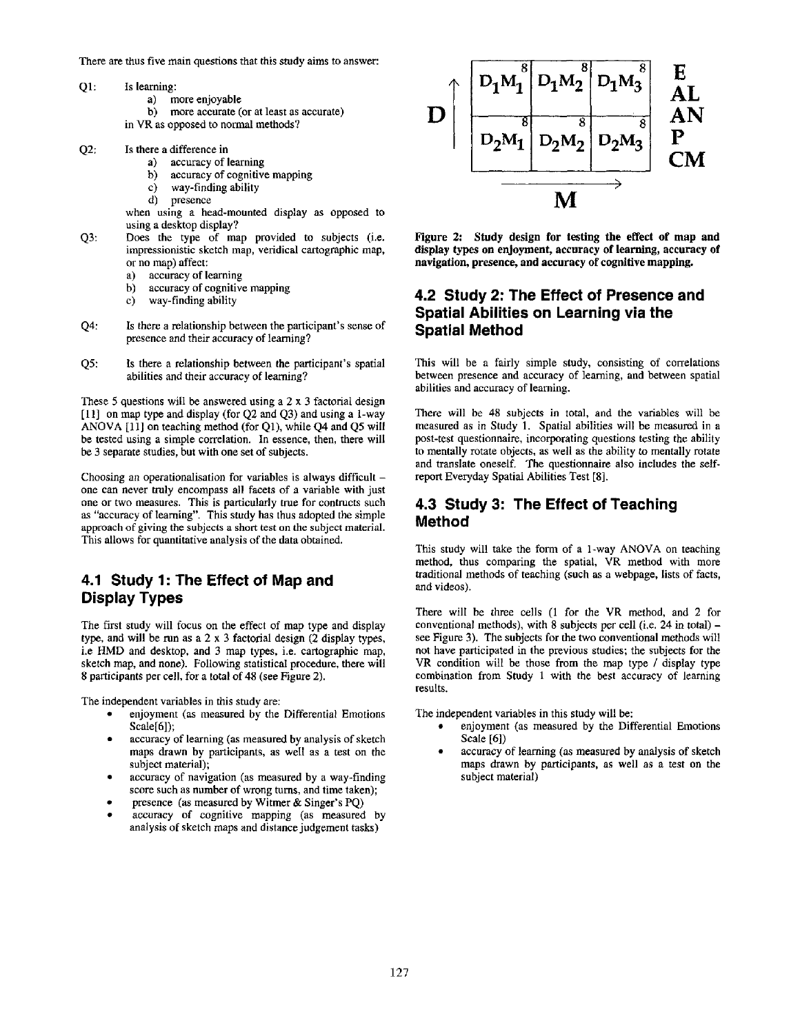There are thus five main questions that this study aims to answer:

Q1: Is learning:
  a) more enjoyable
  b) more accurate (or at least as accurate)

  in VR as opposed to normal methods?

Q2: Is there a difference in
  a) accuracy of learning
  b) accuracy of cognitive mapping
  c) way-finding ability
  d) presence

  when using a head-mounted display as opposed to using a desktop display?

Q3: Does the type of map provided to subjects (i.e. impressionistic sketch map, veridical cartographic map, or no map) affect:
  a) accuracy of learning
  b) accuracy of cognitive mapping
  c) way-finding ability

Q4: Is there a relationship between the participant's sense of presence and their accuracy of learning?

Q5: Is there a relationship between the participant's spatial abilities and their accuracy of learning?

These 5 questions will be answered using a 2 x 3 factorial design [11] on map type and display (for Q2 and Q3) and using a 1-way ANOVA [11] on teaching method (for Q1), while Q4 and Q5 will be tested using a simple correlation. In essence, then, there will be 3 separate studies, but with one set of subjects.

Choosing an operationalisation for variables is always difficult – one can never truly encompass all facets of a variable with just one or two measures. This is particularly true for contructs such as "accuracy of learning". This study has thus adopted the simple approach of giving the subjects a short test on the subject material. This allows for quantitative analysis of the data obtained.

## 4.1 Study 1: The Effect of Map and Display Types

The first study will focus on the effect of map type and display type, and will be run as a 2 x 3 factorial design (2 display types, i.e HMD and desktop, and 3 map types, i.e. cartographic map, sketch map, and none). Following statistical procedure, there will 8 participants per cell, for a total of 48 (see Figure 2).

The independent variables in this study are:

- enjoyment (as measured by the Differential Emotions Scale[6]);
- accuracy of learning (as measured by analysis of sketch maps drawn by participants, as well as a test on the subject material);
- accuracy of navigation (as measured by a way-finding score such as number of wrong turns, and time taken);
- presence (as measured by Witmer & Singer's PQ)
- accuracy of cognitive mapping (as measured by analysis of sketch maps and distance judgement tasks)

| D ↑ | M → | | | |
|---|---|---|---|---|
| | $D_1M_1$ (8) | $D_1M_2$ (8) | $D_1M_3$ (8) | E, AL, AN, P, CM |
| | $D_2M_1$ (8) | $D_2M_2$ (8) | $D_2M_3$ (8) | |

**Figure 2: Study design for testing the effect of map and display types on enjoyment, accuracy of learning, accuracy of navigation, presence, and accuracy of cognitive mapping.**

## 4.2 Study 2: The Effect of Presence and Spatial Abilities on Learning via the Spatial Method

This will be a fairly simple study, consisting of correlations between presence and accuracy of learning, and between spatial abilities and accuracy of learning.

There will be 48 subjects in total, and the variables will be measured as in Study 1. Spatial abilities will be measured in a post-test questionnaire, incorporating questions testing the ability to mentally rotate objects, as well as the ability to mentally rotate and translate oneself. The questionnaire also includes the self-report Everyday Spatial Abilities Test [8].

## 4.3 Study 3: The Effect of Teaching Method

This study will take the form of a 1-way ANOVA on teaching method, thus comparing the spatial, VR method with more traditional methods of teaching (such as a webpage, lists of facts, and videos).

There will be three cells (1 for the VR method, and 2 for conventional methods), with 8 subjects per cell (i.e. 24 in total) – see Figure 3). The subjects for the two conventional methods will not have participated in the previous studies; the subjects for the VR condition will be those from the map type / display type combination from Study 1 with the best accuracy of learning results.

The independent variables in this study will be:

- enjoyment (as measured by the Differential Emotions Scale [6])
- accuracy of learning (as measured by analysis of sketch maps drawn by participants, as well as a test on the subject material)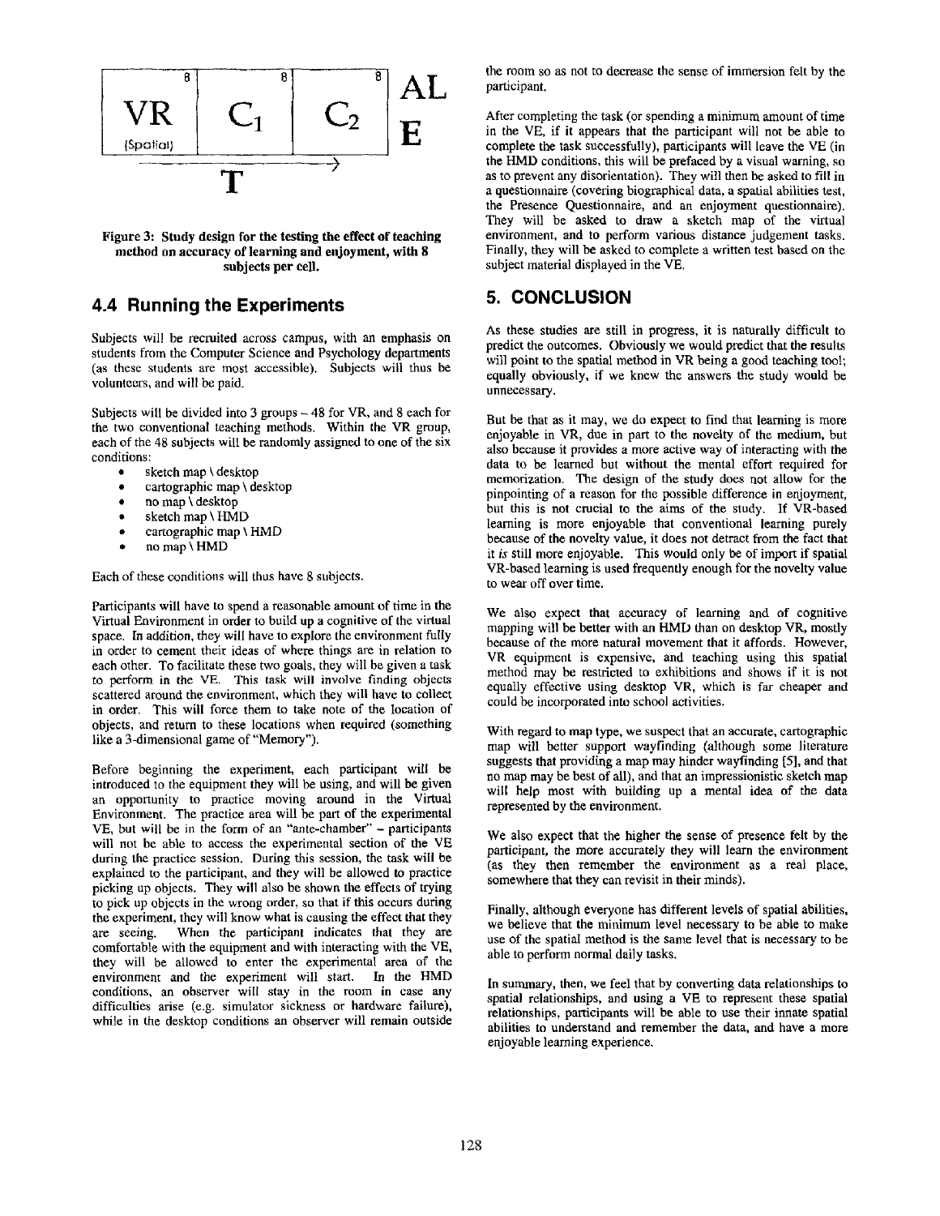| VR (Spatial) | $C_1$ | $C_2$ | AL E |
|---|---|---|---|
| 8 | 8 | 8 | |

T →

**Figure 3: Study design for the testing the effect of teaching method on accuracy of learning and enjoyment, with 8 subjects per cell.**

## 4.4 Running the Experiments

Subjects will be recruited across campus, with an emphasis on students from the Computer Science and Psychology departments (as these students are most accessible). Subjects will thus be volunteers, and will be paid.

Subjects will be divided into 3 groups – 48 for VR, and 8 each for the two conventional teaching methods. Within the VR group, each of the 48 subjects will be randomly assigned to one of the six conditions:

- sketch map \ desktop
- cartographic map \ desktop
- no map \ desktop
- sketch map \ HMD
- cartographic map \ HMD
- no map \ HMD

Each of these conditions will thus have 8 subjects.

Participants will have to spend a reasonable amount of time in the Virtual Environment in order to build up a cognitive of the virtual space. In addition, they will have to explore the environment fully in order to cement their ideas of where things are in relation to each other. To facilitate these two goals, they will be given a task to perform in the VE. This task will involve finding objects scattered around the environment, which they will have to collect in order. This will force them to take note of the location of objects, and return to these locations when required (something like a 3-dimensional game of "Memory").

Before beginning the experiment, each participant will be introduced to the equipment they will be using, and will be given an opportunity to practice moving around in the Virtual Environment. The practice area will be part of the experimental VE, but will be in the form of an "ante-chamber" – participants will not be able to access the experimental section of the VE during the practice session. During this session, the task will be explained to the participant, and they will be allowed to practice picking up objects. They will also be shown the effects of trying to pick up objects in the wrong order, so that if this occurs during the experiment, they will know what is causing the effect that they are seeing. When the participant indicates that they are comfortable with the equipment and with interacting with the VE, they will be allowed to enter the experimental area of the environment and the experiment will start. In the HMD conditions, an observer will stay in the room in case any difficulties arise (e.g. simulator sickness or hardware failure), while in the desktop conditions an observer will remain outside the room so as not to decrease the sense of immersion felt by the participant.

After completing the task (or spending a minimum amount of time in the VE, if it appears that the participant will not be able to complete the task successfully), participants will leave the VE (in the HMD conditions, this will be prefaced by a visual warning, so as to prevent any disorientation). They will then be asked to fill in a questionnaire (covering biographical data, a spatial abilities test, the Presence Questionnaire, and an enjoyment questionnaire). They will be asked to draw a sketch map of the virtual environment, and to perform various distance judgement tasks. Finally, they will be asked to complete a written test based on the subject material displayed in the VE.

## 5. CONCLUSION

As these studies are still in progress, it is naturally difficult to predict the outcomes. Obviously we would predict that the results will point to the spatial method in VR being a good teaching tool; equally obviously, if we knew the answers the study would be unnecessary.

But be that as it may, we do expect to find that learning is more enjoyable in VR, due in part to the novelty of the medium, but also because it provides a more active way of interacting with the data to be learned but without the mental effort required for memorization. The design of the study does not allow for the pinpointing of a reason for the possible difference in enjoyment, but this is not crucial to the aims of the study. If VR-based learning is more enjoyable that conventional learning purely because of the novelty value, it does not detract from the fact that it *is* still more enjoyable. This would only be of import if spatial VR-based learning is used frequently enough for the novelty value to wear off over time.

We also expect that accuracy of learning and of cognitive mapping will be better with an HMD than on desktop VR, mostly because of the more natural movement that it affords. However, VR equipment is expensive, and teaching using this spatial method may be restricted to exhibitions and shows if it is not equally effective using desktop VR, which is far cheaper and could be incorporated into school activities.

With regard to map type, we suspect that an accurate, cartographic map will better support wayfinding (although some literature suggests that providing a map may hinder wayfinding [5], and that no map may be best of all), and that an impressionistic sketch map will help most with building up a mental idea of the data represented by the environment.

We also expect that the higher the sense of presence felt by the participant, the more accurately they will learn the environment (as they then remember the environment as a real place, somewhere that they can revisit in their minds).

Finally, although everyone has different levels of spatial abilities, we believe that the minimum level necessary to be able to make use of the spatial method is the same level that is necessary to be able to perform normal daily tasks.

In summary, then, we feel that by converting data relationships to spatial relationships, and using a VE to represent these spatial relationships, participants will be able to use their innate spatial abilities to understand and remember the data, and have a more enjoyable learning experience.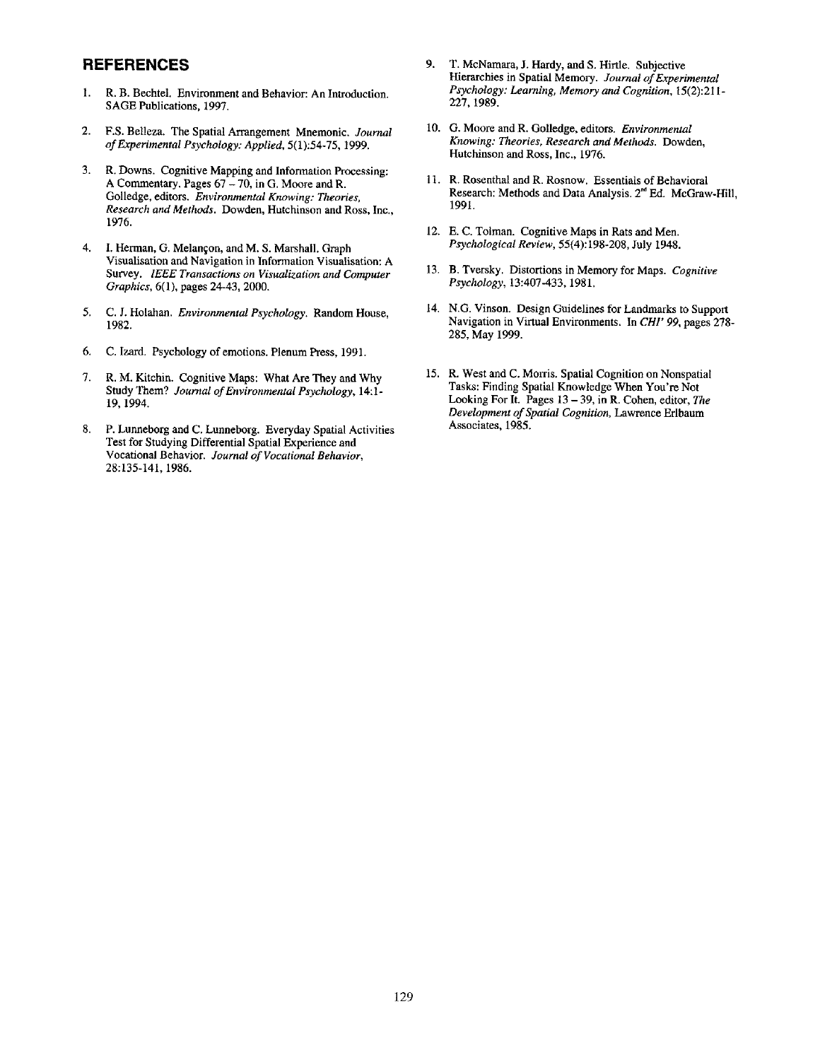## REFERENCES

1. R. B. Bechtel. Environment and Behavior: An Introduction. SAGE Publications, 1997.

2. F.S. Belleza. The Spatial Arrangement Mnemonic. *Journal of Experimental Psychology: Applied*, 5(1):54-75, 1999.

3. R. Downs. Cognitive Mapping and Information Processing: A Commentary. Pages 67 – 70, in G. Moore and R. Golledge, editors. *Environmental Knowing: Theories, Research and Methods*. Dowden, Hutchinson and Ross, Inc., 1976.

4. I. Herman, G. Melançon, and M. S. Marshall. Graph Visualisation and Navigation in Information Visualisation: A Survey. *IEEE Transactions on Visualization and Computer Graphics*, 6(1), pages 24-43, 2000.

5. C. J. Holahan. *Environmental Psychology*. Random House, 1982.

6. C. Izard. Psychology of emotions. Plenum Press, 1991.

7. R. M. Kitchin. Cognitive Maps: What Are They and Why Study Them? *Journal of Environmental Psychology*, 14:1-19, 1994.

8. P. Lunneborg and C. Lunneborg. Everyday Spatial Activities Test for Studying Differential Spatial Experience and Vocational Behavior. *Journal of Vocational Behavior*, 28:135-141, 1986.

9. T. McNamara, J. Hardy, and S. Hirtle. Subjective Hierarchies in Spatial Memory. *Journal of Experimental Psychology: Learning, Memory and Cognition*, 15(2):211-227, 1989.

10. G. Moore and R. Golledge, editors. *Environmental Knowing: Theories, Research and Methods*. Dowden, Hutchinson and Ross, Inc., 1976.

11. R. Rosenthal and R. Rosnow. Essentials of Behavioral Research: Methods and Data Analysis. 2nd Ed. McGraw-Hill, 1991.

12. E. C. Tolman. Cognitive Maps in Rats and Men. *Psychological Review*, 55(4):198-208, July 1948.

13. B. Tversky. Distortions in Memory for Maps. *Cognitive Psychology*, 13:407-433, 1981.

14. N.G. Vinson. Design Guidelines for Landmarks to Support Navigation in Virtual Environments. In *CHI' 99*, pages 278-285, May 1999.

15. R. West and C. Morris. Spatial Cognition on Nonspatial Tasks: Finding Spatial Knowledge When You're Not Looking For It. Pages 13 – 39, in R. Cohen, editor, *The Development of Spatial Cognition*, Lawrence Erlbaum Associates, 1985.